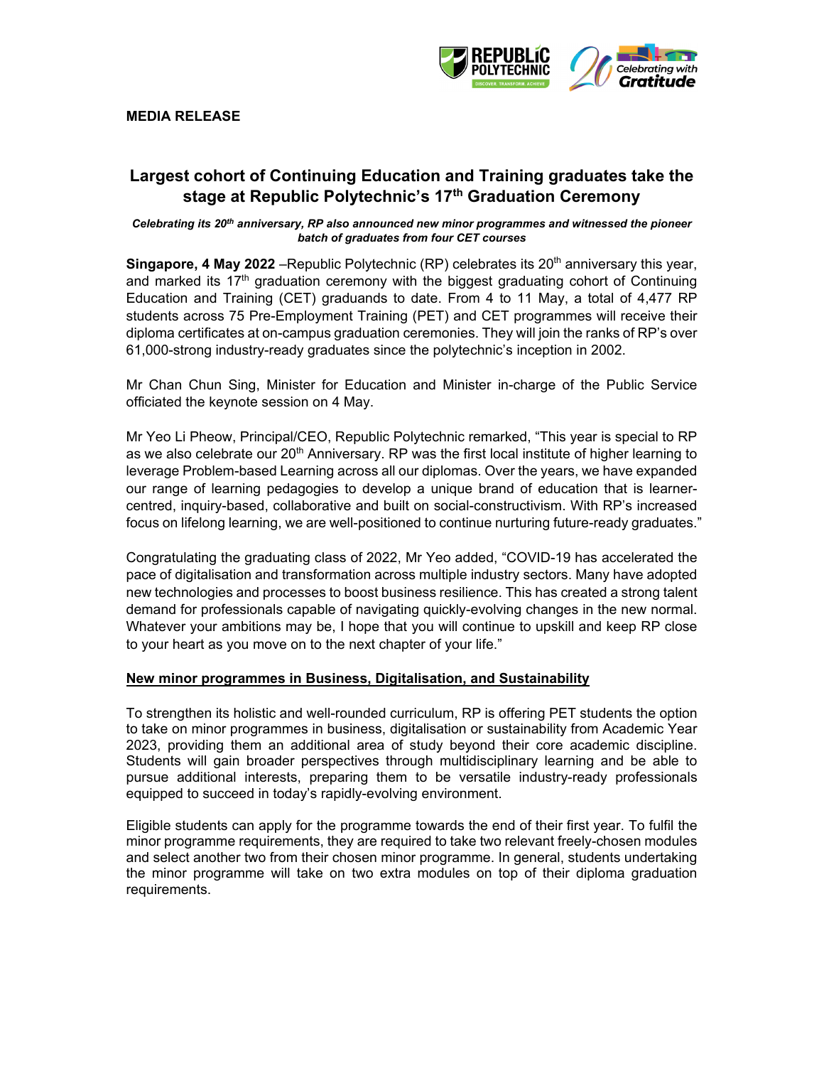**MEDIA RELEASE**

# Largest cohort of Continuing Education and Training graduates take the stage at Republic Polytechnic's 17th Graduation Ceremony

***Celebrating its 20th anniversary, RP also announced new minor programmes and witnessed the pioneer batch of graduates from four CET courses***

**Singapore, 4 May 2022** –Republic Polytechnic (RP) celebrates its 20th anniversary this year, and marked its 17th graduation ceremony with the biggest graduating cohort of Continuing Education and Training (CET) graduands to date. From 4 to 11 May, a total of 4,477 RP students across 75 Pre-Employment Training (PET) and CET programmes will receive their diploma certificates at on-campus graduation ceremonies. They will join the ranks of RP's over 61,000-strong industry-ready graduates since the polytechnic's inception in 2002.

Mr Chan Chun Sing, Minister for Education and Minister in-charge of the Public Service officiated the keynote session on 4 May.

Mr Yeo Li Pheow, Principal/CEO, Republic Polytechnic remarked, "This year is special to RP as we also celebrate our 20th Anniversary. RP was the first local institute of higher learning to leverage Problem-based Learning across all our diplomas. Over the years, we have expanded our range of learning pedagogies to develop a unique brand of education that is learner-centred, inquiry-based, collaborative and built on social-constructivism. With RP's increased focus on lifelong learning, we are well-positioned to continue nurturing future-ready graduates."

Congratulating the graduating class of 2022, Mr Yeo added, "COVID-19 has accelerated the pace of digitalisation and transformation across multiple industry sectors. Many have adopted new technologies and processes to boost business resilience. This has created a strong talent demand for professionals capable of navigating quickly-evolving changes in the new normal. Whatever your ambitions may be, I hope that you will continue to upskill and keep RP close to your heart as you move on to the next chapter of your life."

## New minor programmes in Business, Digitalisation, and Sustainability

To strengthen its holistic and well-rounded curriculum, RP is offering PET students the option to take on minor programmes in business, digitalisation or sustainability from Academic Year 2023, providing them an additional area of study beyond their core academic discipline. Students will gain broader perspectives through multidisciplinary learning and be able to pursue additional interests, preparing them to be versatile industry-ready professionals equipped to succeed in today's rapidly-evolving environment.

Eligible students can apply for the programme towards the end of their first year. To fulfil the minor programme requirements, they are required to take two relevant freely-chosen modules and select another two from their chosen minor programme. In general, students undertaking the minor programme will take on two extra modules on top of their diploma graduation requirements.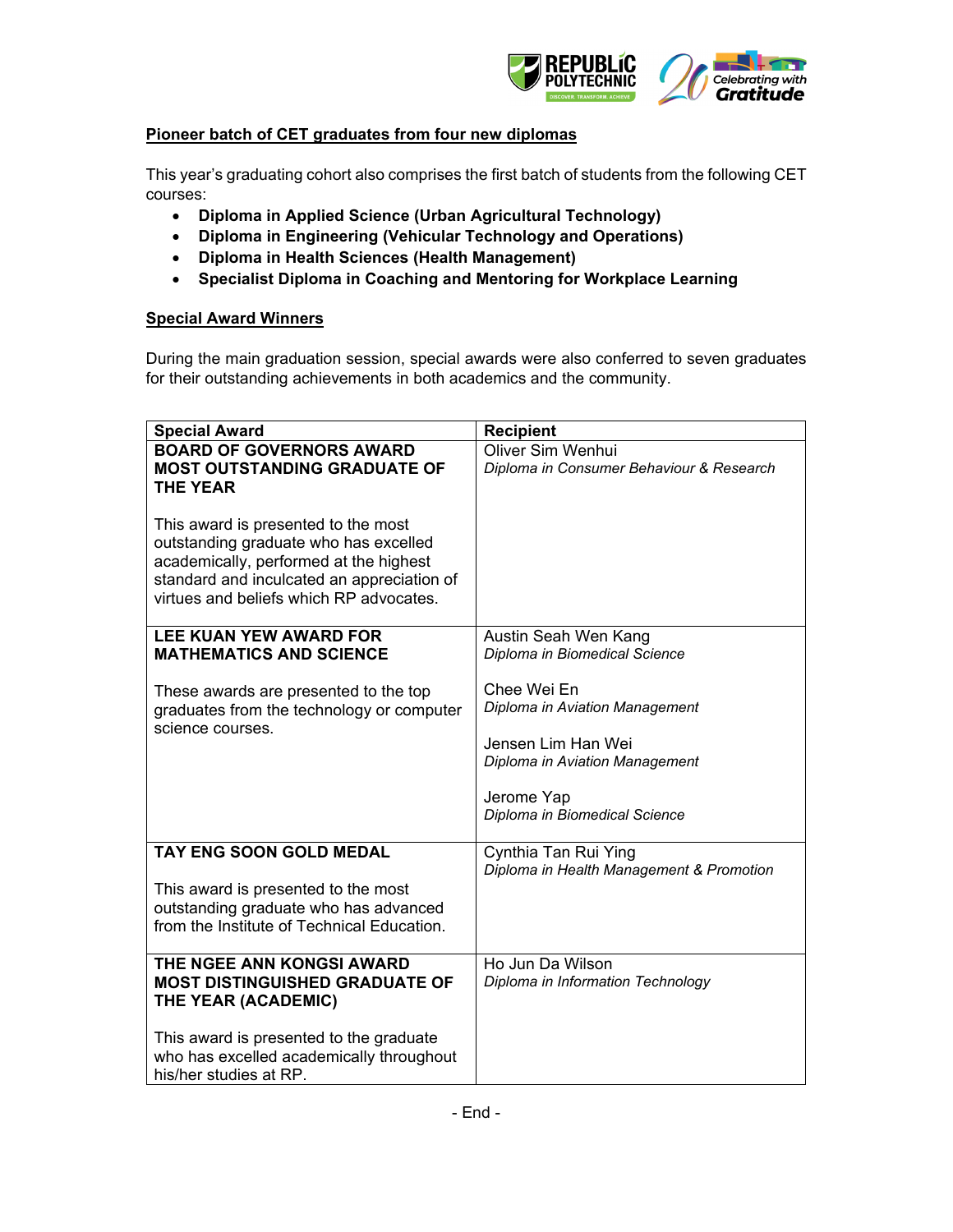## Pioneer batch of CET graduates from four new diplomas

This year's graduating cohort also comprises the first batch of students from the following CET courses:

- **Diploma in Applied Science (Urban Agricultural Technology)**
- **Diploma in Engineering (Vehicular Technology and Operations)**
- **Diploma in Health Sciences (Health Management)**
- **Specialist Diploma in Coaching and Mentoring for Workplace Learning**

## Special Award Winners

During the main graduation session, special awards were also conferred to seven graduates for their outstanding achievements in both academics and the community.

| Special Award | Recipient |
|---|---|
| **BOARD OF GOVERNORS AWARD MOST OUTSTANDING GRADUATE OF THE YEAR**<br><br>This award is presented to the most outstanding graduate who has excelled academically, performed at the highest standard and inculcated an appreciation of virtues and beliefs which RP advocates. | Oliver Sim Wenhui<br>*Diploma in Consumer Behaviour & Research* |
| **LEE KUAN YEW AWARD FOR MATHEMATICS AND SCIENCE**<br><br>These awards are presented to the top graduates from the technology or computer science courses. | Austin Seah Wen Kang<br>*Diploma in Biomedical Science*<br><br>Chee Wei En<br>*Diploma in Aviation Management*<br><br>Jensen Lim Han Wei<br>*Diploma in Aviation Management*<br><br>Jerome Yap<br>*Diploma in Biomedical Science* |
| **TAY ENG SOON GOLD MEDAL**<br><br>This award is presented to the most outstanding graduate who has advanced from the Institute of Technical Education. | Cynthia Tan Rui Ying<br>*Diploma in Health Management & Promotion* |
| **THE NGEE ANN KONGSI AWARD MOST DISTINGUISHED GRADUATE OF THE YEAR (ACADEMIC)**<br><br>This award is presented to the graduate who has excelled academically throughout his/her studies at RP. | Ho Jun Da Wilson<br>*Diploma in Information Technology* |

- End -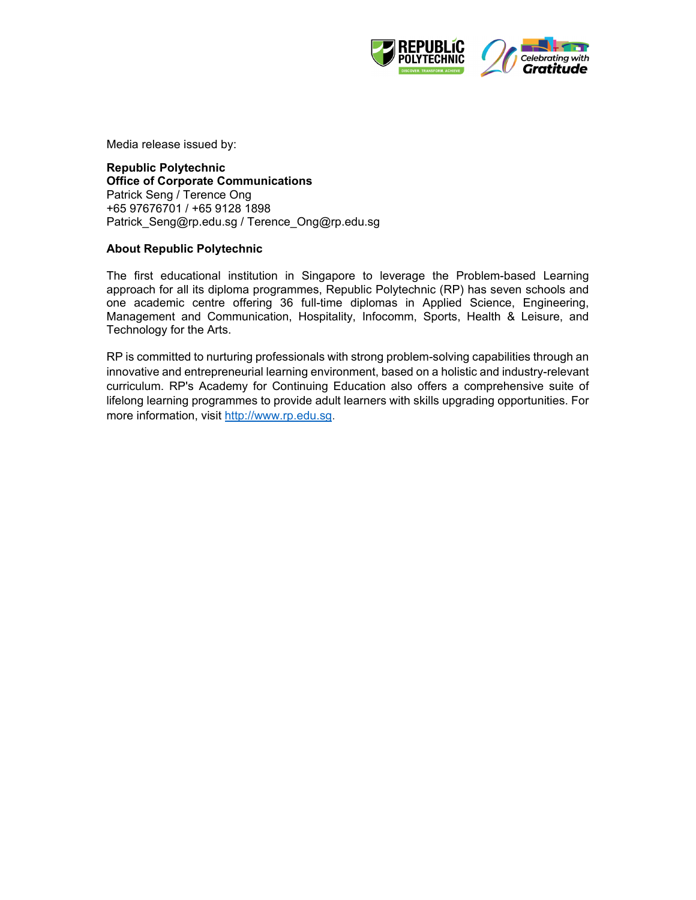Media release issued by:

**Republic Polytechnic**
**Office of Corporate Communications**
Patrick Seng / Terence Ong
+65 97676701 / +65 9128 1898
Patrick_Seng@rp.edu.sg / Terence_Ong@rp.edu.sg

**About Republic Polytechnic**

The first educational institution in Singapore to leverage the Problem-based Learning approach for all its diploma programmes, Republic Polytechnic (RP) has seven schools and one academic centre offering 36 full-time diplomas in Applied Science, Engineering, Management and Communication, Hospitality, Infocomm, Sports, Health & Leisure, and Technology for the Arts.

RP is committed to nurturing professionals with strong problem-solving capabilities through an innovative and entrepreneurial learning environment, based on a holistic and industry-relevant curriculum. RP's Academy for Continuing Education also offers a comprehensive suite of lifelong learning programmes to provide adult learners with skills upgrading opportunities. For more information, visit [http://www.rp.edu.sg](http://www.rp.edu.sg).